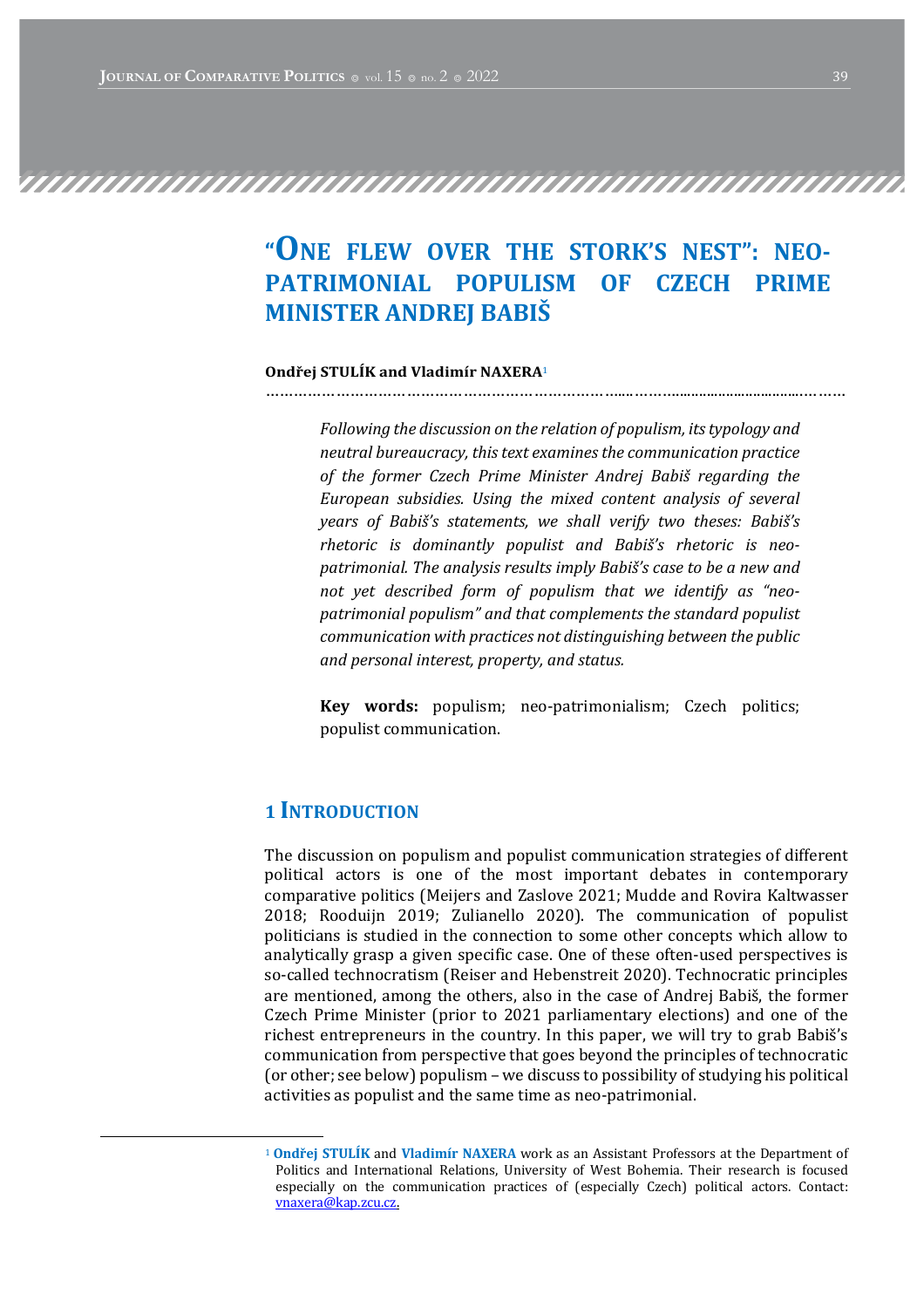# "ONE FLEW OVER THE STORK'S NEST": NEO-PATRIMONIAL POPULISM OF CZECH PRIME MINISTER ANDREJ BABIŠ

**Ondřej STULÍK and Vladimír NAXERA**[1]

*Following the discussion on the relation of populism, its typology and neutral bureaucracy, this text examines the communication practice of the former Czech Prime Minister Andrej Babiš regarding the European subsidies. Using the mixed content analysis of several years of Babiš's statements, we shall verify two theses: Babiš's rhetoric is dominantly populist and Babiš's rhetoric is neo-patrimonial. The analysis results imply Babiš's case to be a new and not yet described form of populism that we identify as "neo-patrimonial populism" and that complements the standard populist communication with practices not distinguishing between the public and personal interest, property, and status.*

**Key words:** populism; neo-patrimonialism; Czech politics; populist communication.

## 1 INTRODUCTION

The discussion on populism and populist communication strategies of different political actors is one of the most important debates in contemporary comparative politics (Meijers and Zaslove 2021; Mudde and Rovira Kaltwasser 2018; Rooduijn 2019; Zulianello 2020). The communication of populist politicians is studied in the connection to some other concepts which allow to analytically grasp a given specific case. One of these often-used perspectives is so-called technocratism (Reiser and Hebenstreit 2020). Technocratic principles are mentioned, among the others, also in the case of Andrej Babiš, the former Czech Prime Minister (prior to 2021 parliamentary elections) and one of the richest entrepreneurs in the country. In this paper, we will try to grab Babiš's communication from perspective that goes beyond the principles of technocratic (or other; see below) populism – we discuss to possibility of studying his political activities as populist and the same time as neo-patrimonial.

[1] **Ondřej STULÍK** and **Vladimír NAXERA** work as an Assistant Professors at the Department of Politics and International Relations, University of West Bohemia. Their research is focused especially on the communication practices of (especially Czech) political actors. Contact: vnaxera@kap.zcu.cz.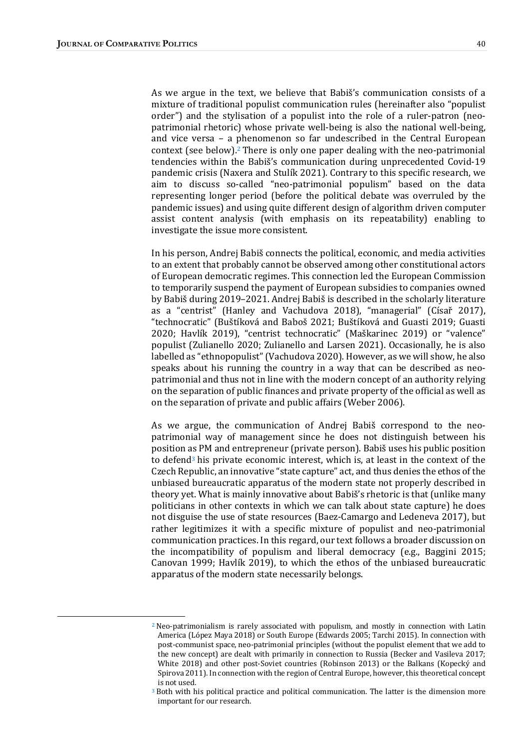As we argue in the text, we believe that Babiš's communication consists of a mixture of traditional populist communication rules (hereinafter also "populist order") and the stylisation of a populist into the role of a ruler-patron (neo-patrimonial rhetoric) whose private well-being is also the national well-being, and vice versa – a phenomenon so far undescribed in the Central European context (see below).[2] There is only one paper dealing with the neo-patrimonial tendencies within the Babiš's communication during unprecedented Covid-19 pandemic crisis (Naxera and Stulík 2021). Contrary to this specific research, we aim to discuss so-called "neo-patrimonial populism" based on the data representing longer period (before the political debate was overruled by the pandemic issues) and using quite different design of algorithm driven computer assist content analysis (with emphasis on its repeatability) enabling to investigate the issue more consistent.

In his person, Andrej Babiš connects the political, economic, and media activities to an extent that probably cannot be observed among other constitutional actors of European democratic regimes. This connection led the European Commission to temporarily suspend the payment of European subsidies to companies owned by Babiš during 2019–2021. Andrej Babiš is described in the scholarly literature as a "centrist" (Hanley and Vachudova 2018), "managerial" (Císař 2017), "technocratic" (Buštíková and Baboš 2021; Buštíková and Guasti 2019; Guasti 2020; Havlík 2019), "centrist technocratic" (Maškarinec 2019) or "valence" populist (Zulianello 2020; Zulianello and Larsen 2021). Occasionally, he is also labelled as "ethnopopulist" (Vachudova 2020). However, as we will show, he also speaks about his running the country in a way that can be described as neo-patrimonial and thus not in line with the modern concept of an authority relying on the separation of public finances and private property of the official as well as on the separation of private and public affairs (Weber 2006).

As we argue, the communication of Andrej Babiš correspond to the neo-patrimonial way of management since he does not distinguish between his position as PM and entrepreneur (private person). Babiš uses his public position to defend[3] his private economic interest, which is, at least in the context of the Czech Republic, an innovative "state capture" act, and thus denies the ethos of the unbiased bureaucratic apparatus of the modern state not properly described in theory yet. What is mainly innovative about Babiš's rhetoric is that (unlike many politicians in other contexts in which we can talk about state capture) he does not disguise the use of state resources (Baez-Camargo and Ledeneva 2017), but rather legitimizes it with a specific mixture of populist and neo-patrimonial communication practices. In this regard, our text follows a broader discussion on the incompatibility of populism and liberal democracy (e.g., Baggini 2015; Canovan 1999; Havlík 2019), to which the ethos of the unbiased bureaucratic apparatus of the modern state necessarily belongs.

---

[2] Neo-patrimonialism is rarely associated with populism, and mostly in connection with Latin America (López Maya 2018) or South Europe (Edwards 2005; Tarchi 2015). In connection with post-communist space, neo-patrimonial principles (without the populist element that we add to the new concept) are dealt with primarily in connection to Russia (Becker and Vasileva 2017; White 2018) and other post-Soviet countries (Robinson 2013) or the Balkans (Kopecký and Spirova 2011). In connection with the region of Central Europe, however, this theoretical concept is not used.

[3] Both with his political practice and political communication. The latter is the dimension more important for our research.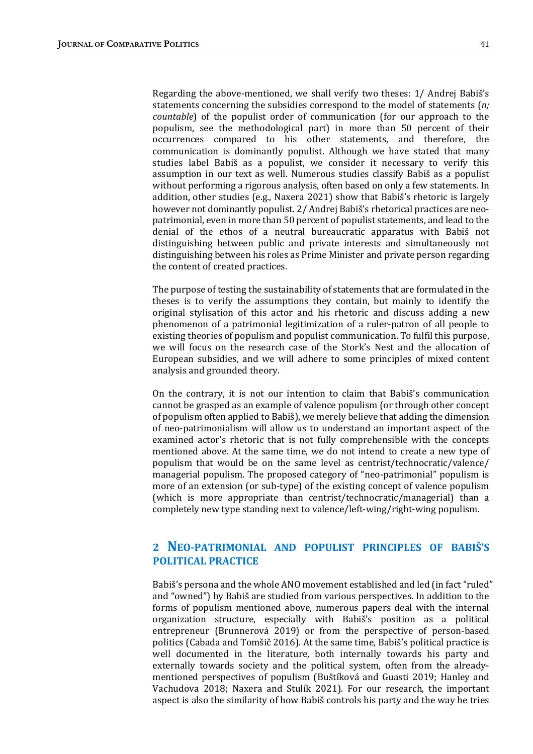Regarding the above-mentioned, we shall verify two theses: 1/ Andrej Babiš's statements concerning the subsidies correspond to the model of statements (*n; countable*) of the populist order of communication (for our approach to the populism, see the methodological part) in more than 50 percent of their occurrences compared to his other statements, and therefore, the communication is dominantly populist. Although we have stated that many studies label Babiš as a populist, we consider it necessary to verify this assumption in our text as well. Numerous studies classify Babiš as a populist without performing a rigorous analysis, often based on only a few statements. In addition, other studies (e.g., Naxera 2021) show that Babiš's rhetoric is largely however not dominantly populist. 2/ Andrej Babiš's rhetorical practices are neo-patrimonial, even in more than 50 percent of populist statements, and lead to the denial of the ethos of a neutral bureaucratic apparatus with Babiš not distinguishing between public and private interests and simultaneously not distinguishing between his roles as Prime Minister and private person regarding the content of created practices.

The purpose of testing the sustainability of statements that are formulated in the theses is to verify the assumptions they contain, but mainly to identify the original stylisation of this actor and his rhetoric and discuss adding a new phenomenon of a patrimonial legitimization of a ruler-patron of all people to existing theories of populism and populist communication. To fulfil this purpose, we will focus on the research case of the Stork's Nest and the allocation of European subsidies, and we will adhere to some principles of mixed content analysis and grounded theory.

On the contrary, it is not our intention to claim that Babiš's communication cannot be grasped as an example of valence populism (or through other concept of populism often applied to Babiš), we merely believe that adding the dimension of neo-patrimonialism will allow us to understand an important aspect of the examined actor's rhetoric that is not fully comprehensible with the concepts mentioned above. At the same time, we do not intend to create a new type of populism that would be on the same level as centrist/technocratic/valence/managerial populism. The proposed category of "neo-patrimonial" populism is more of an extension (or sub-type) of the existing concept of valence populism (which is more appropriate than centrist/technocratic/managerial) than a completely new type standing next to valence/left-wing/right-wing populism.

## 2 NEO-PATRIMONIAL AND POPULIST PRINCIPLES OF BABIŠ'S POLITICAL PRACTICE

Babiš's persona and the whole ANO movement established and led (in fact "ruled" and "owned") by Babiš are studied from various perspectives. In addition to the forms of populism mentioned above, numerous papers deal with the internal organization structure, especially with Babiš's position as a political entrepreneur (Brunnerová 2019) or from the perspective of person-based politics (Cabada and Tomšič 2016). At the same time, Babiš's political practice is well documented in the literature, both internally towards his party and externally towards society and the political system, often from the already-mentioned perspectives of populism (Buštíková and Guasti 2019; Hanley and Vachudova 2018; Naxera and Stulík 2021). For our research, the important aspect is also the similarity of how Babiš controls his party and the way he tries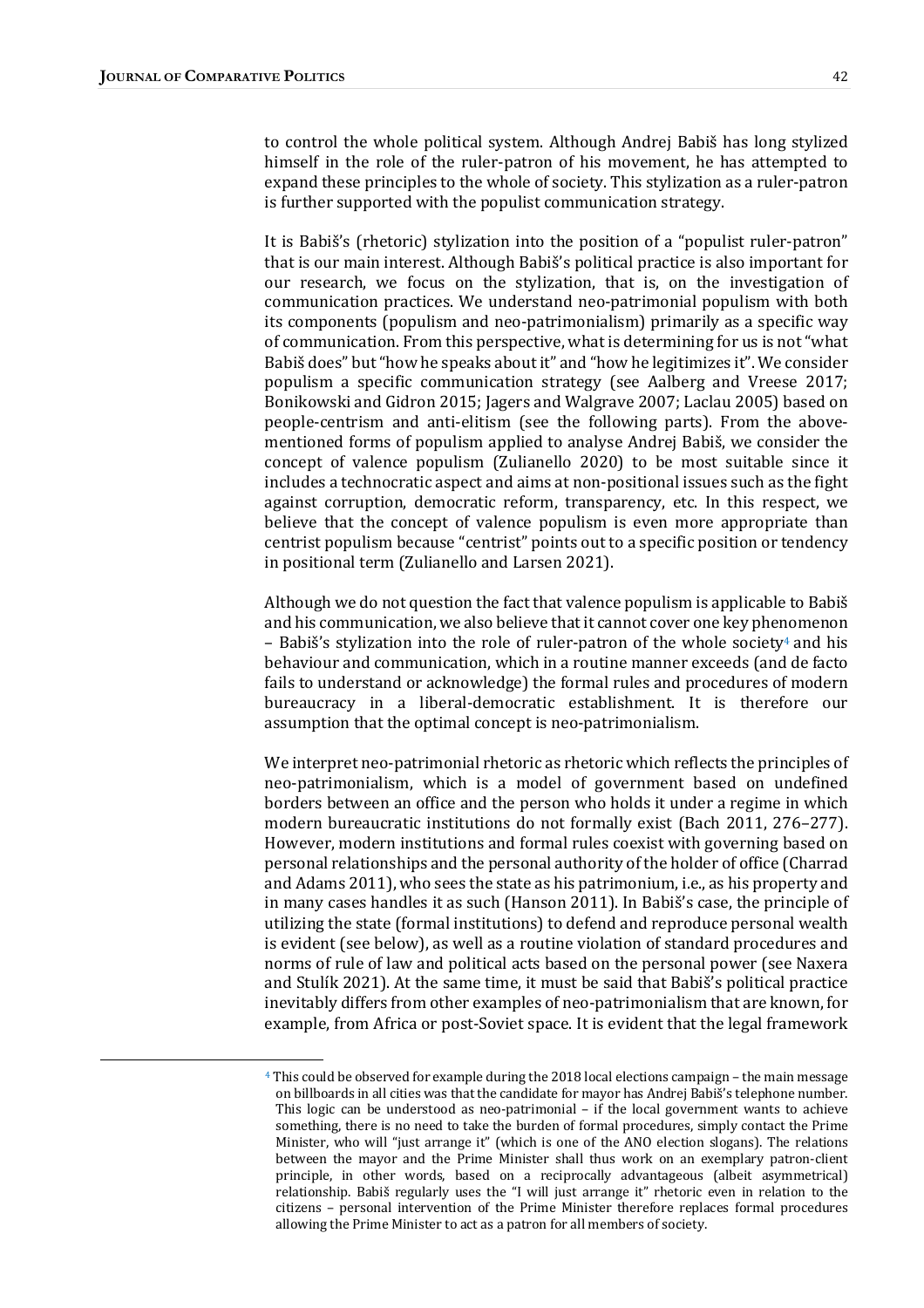to control the whole political system. Although Andrej Babiš has long stylized himself in the role of the ruler-patron of his movement, he has attempted to expand these principles to the whole of society. This stylization as a ruler-patron is further supported with the populist communication strategy.

It is Babiš's (rhetoric) stylization into the position of a "populist ruler-patron" that is our main interest. Although Babiš's political practice is also important for our research, we focus on the stylization, that is, on the investigation of communication practices. We understand neo-patrimonial populism with both its components (populism and neo-patrimonialism) primarily as a specific way of communication. From this perspective, what is determining for us is not "what Babiš does" but "how he speaks about it" and "how he legitimizes it". We consider populism a specific communication strategy (see Aalberg and Vreese 2017; Bonikowski and Gidron 2015; Jagers and Walgrave 2007; Laclau 2005) based on people-centrism and anti-elitism (see the following parts). From the above-mentioned forms of populism applied to analyse Andrej Babiš, we consider the concept of valence populism (Zulianello 2020) to be most suitable since it includes a technocratic aspect and aims at non-positional issues such as the fight against corruption, democratic reform, transparency, etc. In this respect, we believe that the concept of valence populism is even more appropriate than centrist populism because "centrist" points out to a specific position or tendency in positional term (Zulianello and Larsen 2021).

Although we do not question the fact that valence populism is applicable to Babiš and his communication, we also believe that it cannot cover one key phenomenon – Babiš's stylization into the role of ruler-patron of the whole society[4] and his behaviour and communication, which in a routine manner exceeds (and de facto fails to understand or acknowledge) the formal rules and procedures of modern bureaucracy in a liberal-democratic establishment. It is therefore our assumption that the optimal concept is neo-patrimonialism.

We interpret neo-patrimonial rhetoric as rhetoric which reflects the principles of neo-patrimonialism, which is a model of government based on undefined borders between an office and the person who holds it under a regime in which modern bureaucratic institutions do not formally exist (Bach 2011, 276–277). However, modern institutions and formal rules coexist with governing based on personal relationships and the personal authority of the holder of office (Charrad and Adams 2011), who sees the state as his patrimonium, i.e., as his property and in many cases handles it as such (Hanson 2011). In Babiš's case, the principle of utilizing the state (formal institutions) to defend and reproduce personal wealth is evident (see below), as well as a routine violation of standard procedures and norms of rule of law and political acts based on the personal power (see Naxera and Stulík 2021). At the same time, it must be said that Babiš's political practice inevitably differs from other examples of neo-patrimonialism that are known, for example, from Africa or post-Soviet space. It is evident that the legal framework

[4] This could be observed for example during the 2018 local elections campaign – the main message on billboards in all cities was that the candidate for mayor has Andrej Babiš's telephone number. This logic can be understood as neo-patrimonial – if the local government wants to achieve something, there is no need to take the burden of formal procedures, simply contact the Prime Minister, who will "just arrange it" (which is one of the ANO election slogans). The relations between the mayor and the Prime Minister shall thus work on an exemplary patron-client principle, in other words, based on a reciprocally advantageous (albeit asymmetrical) relationship. Babiš regularly uses the "I will just arrange it" rhetoric even in relation to the citizens – personal intervention of the Prime Minister therefore replaces formal procedures allowing the Prime Minister to act as a patron for all members of society.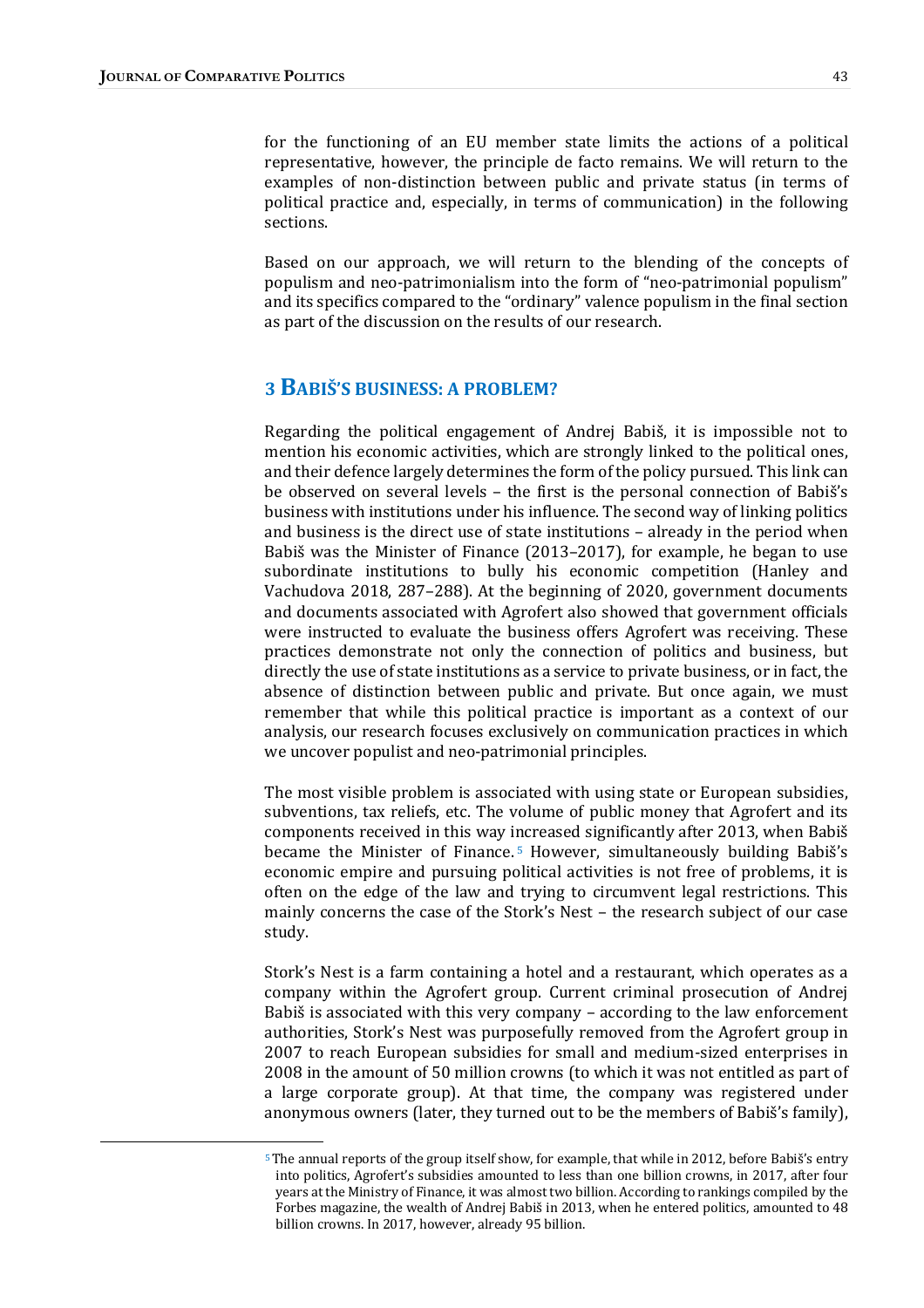for the functioning of an EU member state limits the actions of a political representative, however, the principle de facto remains. We will return to the examples of non-distinction between public and private status (in terms of political practice and, especially, in terms of communication) in the following sections.

Based on our approach, we will return to the blending of the concepts of populism and neo-patrimonialism into the form of "neo-patrimonial populism" and its specifics compared to the "ordinary" valence populism in the final section as part of the discussion on the results of our research.

## 3 Babiš's Business: A Problem?

Regarding the political engagement of Andrej Babiš, it is impossible not to mention his economic activities, which are strongly linked to the political ones, and their defence largely determines the form of the policy pursued. This link can be observed on several levels – the first is the personal connection of Babiš's business with institutions under his influence. The second way of linking politics and business is the direct use of state institutions – already in the period when Babiš was the Minister of Finance (2013–2017), for example, he began to use subordinate institutions to bully his economic competition (Hanley and Vachudova 2018, 287–288). At the beginning of 2020, government documents and documents associated with Agrofert also showed that government officials were instructed to evaluate the business offers Agrofert was receiving. These practices demonstrate not only the connection of politics and business, but directly the use of state institutions as a service to private business, or in fact, the absence of distinction between public and private. But once again, we must remember that while this political practice is important as a context of our analysis, our research focuses exclusively on communication practices in which we uncover populist and neo-patrimonial principles.

The most visible problem is associated with using state or European subsidies, subventions, tax reliefs, etc. The volume of public money that Agrofert and its components received in this way increased significantly after 2013, when Babiš became the Minister of Finance.[5] However, simultaneously building Babiš's economic empire and pursuing political activities is not free of problems, it is often on the edge of the law and trying to circumvent legal restrictions. This mainly concerns the case of the Stork's Nest – the research subject of our case study.

Stork's Nest is a farm containing a hotel and a restaurant, which operates as a company within the Agrofert group. Current criminal prosecution of Andrej Babiš is associated with this very company – according to the law enforcement authorities, Stork's Nest was purposefully removed from the Agrofert group in 2007 to reach European subsidies for small and medium-sized enterprises in 2008 in the amount of 50 million crowns (to which it was not entitled as part of a large corporate group). At that time, the company was registered under anonymous owners (later, they turned out to be the members of Babiš's family),

[5] The annual reports of the group itself show, for example, that while in 2012, before Babiš's entry into politics, Agrofert's subsidies amounted to less than one billion crowns, in 2017, after four years at the Ministry of Finance, it was almost two billion. According to rankings compiled by the Forbes magazine, the wealth of Andrej Babiš in 2013, when he entered politics, amounted to 48 billion crowns. In 2017, however, already 95 billion.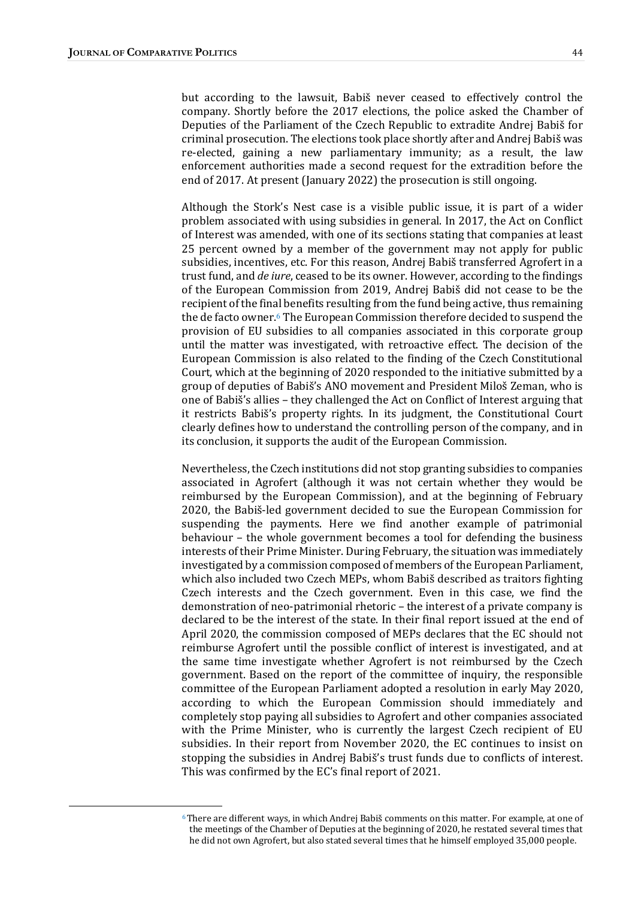but according to the lawsuit, Babiš never ceased to effectively control the company. Shortly before the 2017 elections, the police asked the Chamber of Deputies of the Parliament of the Czech Republic to extradite Andrej Babiš for criminal prosecution. The elections took place shortly after and Andrej Babiš was re-elected, gaining a new parliamentary immunity; as a result, the law enforcement authorities made a second request for the extradition before the end of 2017. At present (January 2022) the prosecution is still ongoing.

Although the Stork's Nest case is a visible public issue, it is part of a wider problem associated with using subsidies in general. In 2017, the Act on Conflict of Interest was amended, with one of its sections stating that companies at least 25 percent owned by a member of the government may not apply for public subsidies, incentives, etc. For this reason, Andrej Babiš transferred Agrofert in a trust fund, and *de iure*, ceased to be its owner. However, according to the findings of the European Commission from 2019, Andrej Babiš did not cease to be the recipient of the final benefits resulting from the fund being active, thus remaining the de facto owner.[6] The European Commission therefore decided to suspend the provision of EU subsidies to all companies associated in this corporate group until the matter was investigated, with retroactive effect. The decision of the European Commission is also related to the finding of the Czech Constitutional Court, which at the beginning of 2020 responded to the initiative submitted by a group of deputies of Babiš's ANO movement and President Miloš Zeman, who is one of Babiš's allies – they challenged the Act on Conflict of Interest arguing that it restricts Babiš's property rights. In its judgment, the Constitutional Court clearly defines how to understand the controlling person of the company, and in its conclusion, it supports the audit of the European Commission.

Nevertheless, the Czech institutions did not stop granting subsidies to companies associated in Agrofert (although it was not certain whether they would be reimbursed by the European Commission), and at the beginning of February 2020, the Babiš-led government decided to sue the European Commission for suspending the payments. Here we find another example of patrimonial behaviour – the whole government becomes a tool for defending the business interests of their Prime Minister. During February, the situation was immediately investigated by a commission composed of members of the European Parliament, which also included two Czech MEPs, whom Babiš described as traitors fighting Czech interests and the Czech government. Even in this case, we find the demonstration of neo-patrimonial rhetoric – the interest of a private company is declared to be the interest of the state. In their final report issued at the end of April 2020, the commission composed of MEPs declares that the EC should not reimburse Agrofert until the possible conflict of interest is investigated, and at the same time investigate whether Agrofert is not reimbursed by the Czech government. Based on the report of the committee of inquiry, the responsible committee of the European Parliament adopted a resolution in early May 2020, according to which the European Commission should immediately and completely stop paying all subsidies to Agrofert and other companies associated with the Prime Minister, who is currently the largest Czech recipient of EU subsidies. In their report from November 2020, the EC continues to insist on stopping the subsidies in Andrej Babiš's trust funds due to conflicts of interest. This was confirmed by the EC's final report of 2021.

[6] There are different ways, in which Andrej Babiš comments on this matter. For example, at one of the meetings of the Chamber of Deputies at the beginning of 2020, he restated several times that he did not own Agrofert, but also stated several times that he himself employed 35,000 people.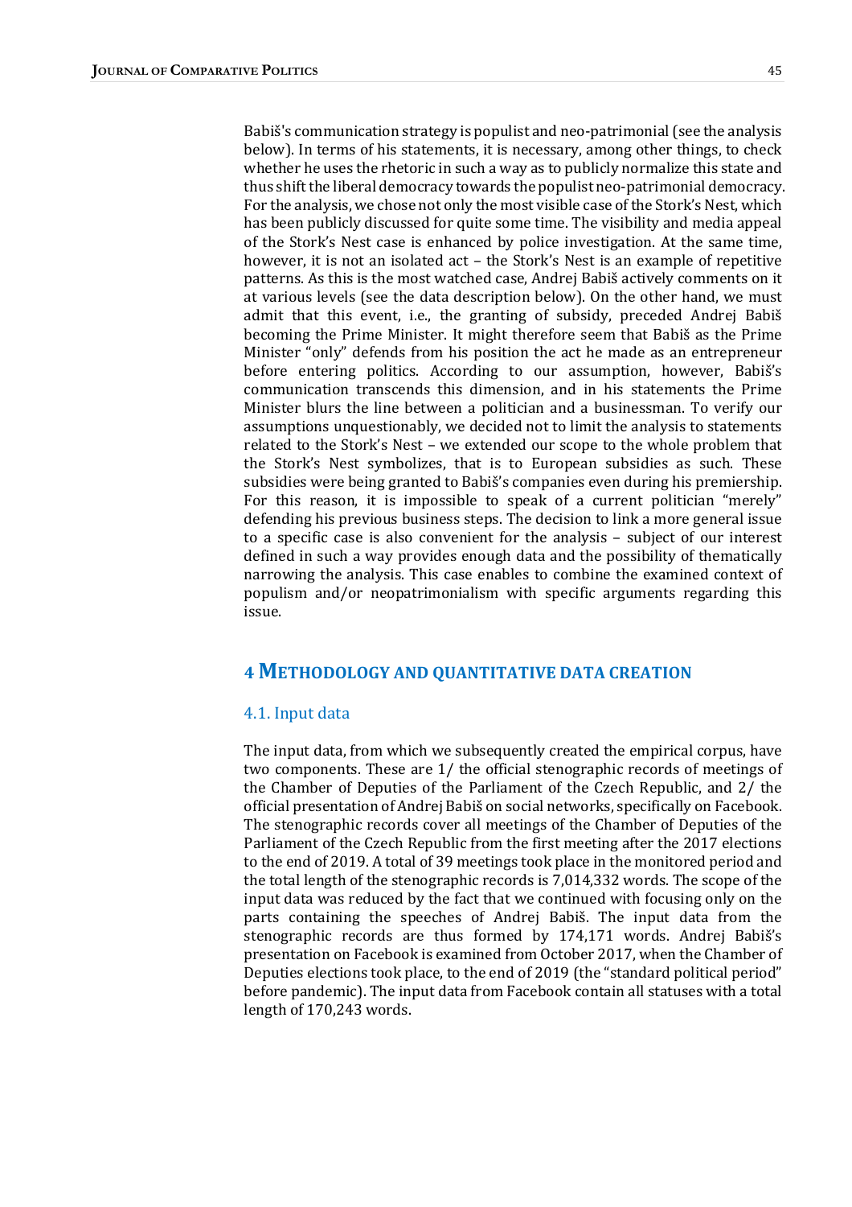Babiš's communication strategy is populist and neo-patrimonial (see the analysis below). In terms of his statements, it is necessary, among other things, to check whether he uses the rhetoric in such a way as to publicly normalize this state and thus shift the liberal democracy towards the populist neo-patrimonial democracy. For the analysis, we chose not only the most visible case of the Stork's Nest, which has been publicly discussed for quite some time. The visibility and media appeal of the Stork's Nest case is enhanced by police investigation. At the same time, however, it is not an isolated act – the Stork's Nest is an example of repetitive patterns. As this is the most watched case, Andrej Babiš actively comments on it at various levels (see the data description below). On the other hand, we must admit that this event, i.e., the granting of subsidy, preceded Andrej Babiš becoming the Prime Minister. It might therefore seem that Babiš as the Prime Minister "only" defends from his position the act he made as an entrepreneur before entering politics. According to our assumption, however, Babiš's communication transcends this dimension, and in his statements the Prime Minister blurs the line between a politician and a businessman. To verify our assumptions unquestionably, we decided not to limit the analysis to statements related to the Stork's Nest – we extended our scope to the whole problem that the Stork's Nest symbolizes, that is to European subsidies as such. These subsidies were being granted to Babiš's companies even during his premiership. For this reason, it is impossible to speak of a current politician "merely" defending his previous business steps. The decision to link a more general issue to a specific case is also convenient for the analysis – subject of our interest defined in such a way provides enough data and the possibility of thematically narrowing the analysis. This case enables to combine the examined context of populism and/or neopatrimonialism with specific arguments regarding this issue.

## 4 Methodology and Quantitative Data Creation

### 4.1. Input data

The input data, from which we subsequently created the empirical corpus, have two components. These are 1/ the official stenographic records of meetings of the Chamber of Deputies of the Parliament of the Czech Republic, and 2/ the official presentation of Andrej Babiš on social networks, specifically on Facebook. The stenographic records cover all meetings of the Chamber of Deputies of the Parliament of the Czech Republic from the first meeting after the 2017 elections to the end of 2019. A total of 39 meetings took place in the monitored period and the total length of the stenographic records is 7,014,332 words. The scope of the input data was reduced by the fact that we continued with focusing only on the parts containing the speeches of Andrej Babiš. The input data from the stenographic records are thus formed by 174,171 words. Andrej Babiš's presentation on Facebook is examined from October 2017, when the Chamber of Deputies elections took place, to the end of 2019 (the "standard political period" before pandemic). The input data from Facebook contain all statuses with a total length of 170,243 words.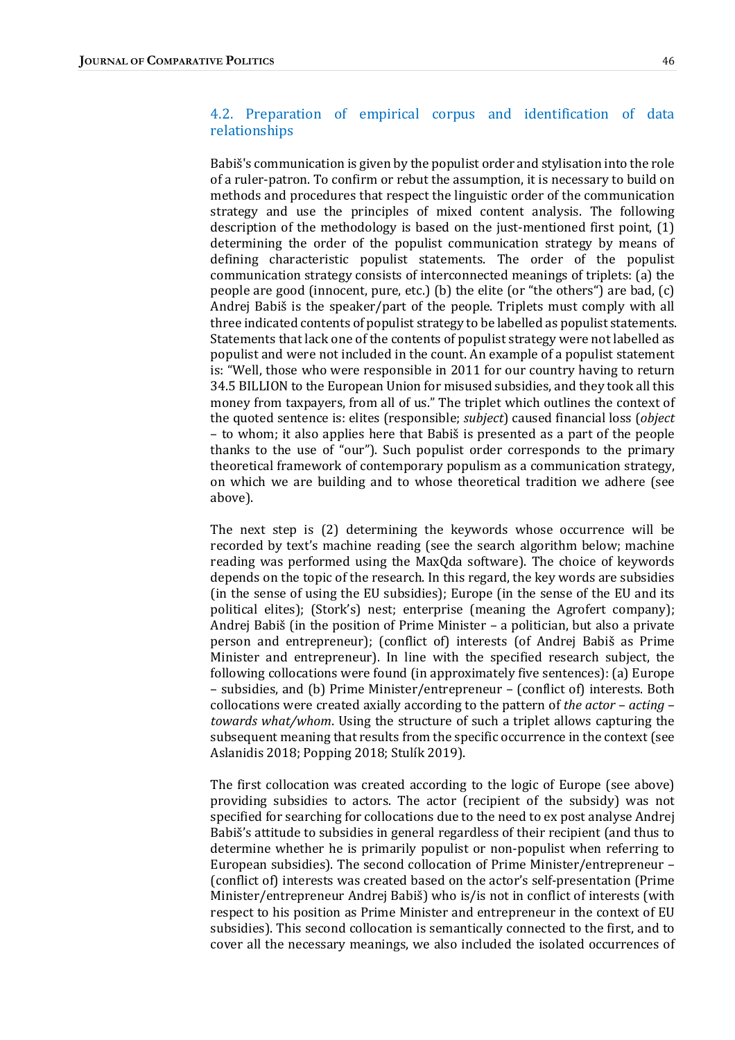### 4.2. Preparation of empirical corpus and identification of data relationships

Babiš's communication is given by the populist order and stylisation into the role of a ruler-patron. To confirm or rebut the assumption, it is necessary to build on methods and procedures that respect the linguistic order of the communication strategy and use the principles of mixed content analysis. The following description of the methodology is based on the just-mentioned first point, (1) determining the order of the populist communication strategy by means of defining characteristic populist statements. The order of the populist communication strategy consists of interconnected meanings of triplets: (a) the people are good (innocent, pure, etc.) (b) the elite (or "the others") are bad, (c) Andrej Babiš is the speaker/part of the people. Triplets must comply with all three indicated contents of populist strategy to be labelled as populist statements. Statements that lack one of the contents of populist strategy were not labelled as populist and were not included in the count. An example of a populist statement is: "Well, those who were responsible in 2011 for our country having to return 34.5 BILLION to the European Union for misused subsidies, and they took all this money from taxpayers, from all of us." The triplet which outlines the context of the quoted sentence is: elites (responsible; *subject*) caused financial loss (*object* – to whom; it also applies here that Babiš is presented as a part of the people thanks to the use of "our"). Such populist order corresponds to the primary theoretical framework of contemporary populism as a communication strategy, on which we are building and to whose theoretical tradition we adhere (see above).

The next step is (2) determining the keywords whose occurrence will be recorded by text's machine reading (see the search algorithm below; machine reading was performed using the MaxQda software). The choice of keywords depends on the topic of the research. In this regard, the key words are subsidies (in the sense of using the EU subsidies); Europe (in the sense of the EU and its political elites); (Stork's) nest; enterprise (meaning the Agrofert company); Andrej Babiš (in the position of Prime Minister – a politician, but also a private person and entrepreneur); (conflict of) interests (of Andrej Babiš as Prime Minister and entrepreneur). In line with the specified research subject, the following collocations were found (in approximately five sentences): (a) Europe – subsidies, and (b) Prime Minister/entrepreneur – (conflict of) interests. Both collocations were created axially according to the pattern of *the actor – acting – towards what/whom*. Using the structure of such a triplet allows capturing the subsequent meaning that results from the specific occurrence in the context (see Aslanidis 2018; Popping 2018; Stulík 2019).

The first collocation was created according to the logic of Europe (see above) providing subsidies to actors. The actor (recipient of the subsidy) was not specified for searching for collocations due to the need to ex post analyse Andrej Babiš's attitude to subsidies in general regardless of their recipient (and thus to determine whether he is primarily populist or non-populist when referring to European subsidies). The second collocation of Prime Minister/entrepreneur – (conflict of) interests was created based on the actor's self-presentation (Prime Minister/entrepreneur Andrej Babiš) who is/is not in conflict of interests (with respect to his position as Prime Minister and entrepreneur in the context of EU subsidies). This second collocation is semantically connected to the first, and to cover all the necessary meanings, we also included the isolated occurrences of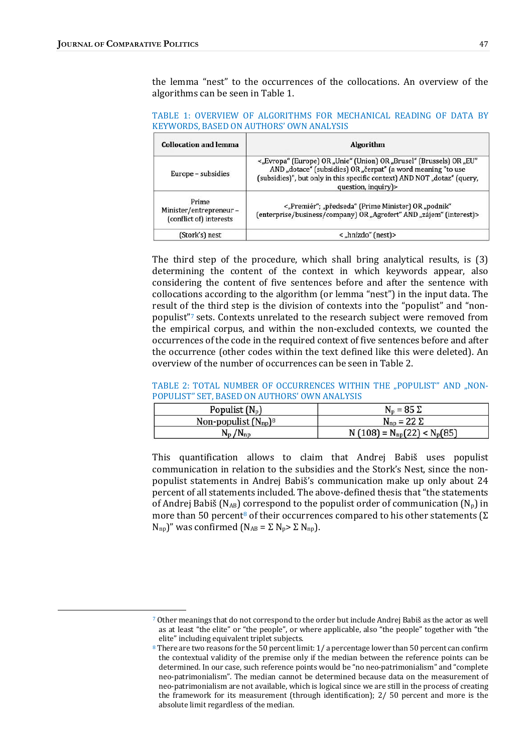the lemma "nest" to the occurrences of the collocations. An overview of the algorithms can be seen in Table 1.

TABLE 1: OVERVIEW OF ALGORITHMS FOR MECHANICAL READING OF DATA BY KEYWORDS, BASED ON AUTHORS' OWN ANALYSIS

| Collocation and lemma | Algorithm |
|---|---|
| Europe – subsidies | <„Evropa" (Europe) OR „Unie" (Union) OR „Brusel" (Brussels) OR „EU" AND „dotace" (subsidies) OR „čerpat" (a word meaning "to use (subsidies)", but only in this specific context) AND NOT „dotaz" (query, question, inquiry)> |
| Prime Minister/entrepreneur – (conflict of) interests | <„Premiér"; „předseda" (Prime Minister) OR „podnik" (enterprise/business/company) OR „Agrofert" AND „zájem" (interest)> |
| (Stork's) nest | < „hnízdo" (nest)> |

The third step of the procedure, which shall bring analytical results, is (3) determining the content of the context in which keywords appear, also considering the content of five sentences before and after the sentence with collocations according to the algorithm (or lemma "nest") in the input data. The result of the third step is the division of contexts into the "populist" and "non-populist"[7] sets. Contexts unrelated to the research subject were removed from the empirical corpus, and within the non-excluded contexts, we counted the occurrences of the code in the required context of five sentences before and after the occurrence (other codes within the text defined like this were deleted). An overview of the number of occurrences can be seen in Table 2.

TABLE 2: TOTAL NUMBER OF OCCURRENCES WITHIN THE „POPULIST" AND „NON-POPULIST" SET, BASED ON AUTHORS' OWN ANALYSIS

| | |
|---|---|
| Populist ($N_p$) | $N_p = 85\ \Sigma$ |
| Non-populist ($N_{np}$)[8] | $N_{np} = 22\ \Sigma$ |
| $N_p / N_{np}$ | $N\ (108) = N_{np}(22) < N_p(85)$ |

This quantification allows to claim that Andrej Babiš uses populist communication in relation to the subsidies and the Stork's Nest, since the non-populist statements in Andrej Babiš's communication make up only about 24 percent of all statements included. The above-defined thesis that "the statements of Andrej Babiš ($N_{AB}$) correspond to the populist order of communication ($N_p$) in more than 50 percent[8] of their occurrences compared to his other statements ($\Sigma\ N_{np}$)" was confirmed ($N_{AB} = \Sigma\ N_p > \Sigma\ N_{np}$).

---

[7] Other meanings that do not correspond to the order but include Andrej Babiš as the actor as well as at least "the elite" or "the people", or where applicable, also "the people" together with "the elite" including equivalent triplet subjects.

[8] There are two reasons for the 50 percent limit: 1/ a percentage lower than 50 percent can confirm the contextual validity of the premise only if the median between the reference points can be determined. In our case, such reference points would be "no neo-patrimonialism" and "complete neo-patrimonialism". The median cannot be determined because data on the measurement of neo-patrimonialism are not available, which is logical since we are still in the process of creating the framework for its measurement (through identification); 2/ 50 percent and more is the absolute limit regardless of the median.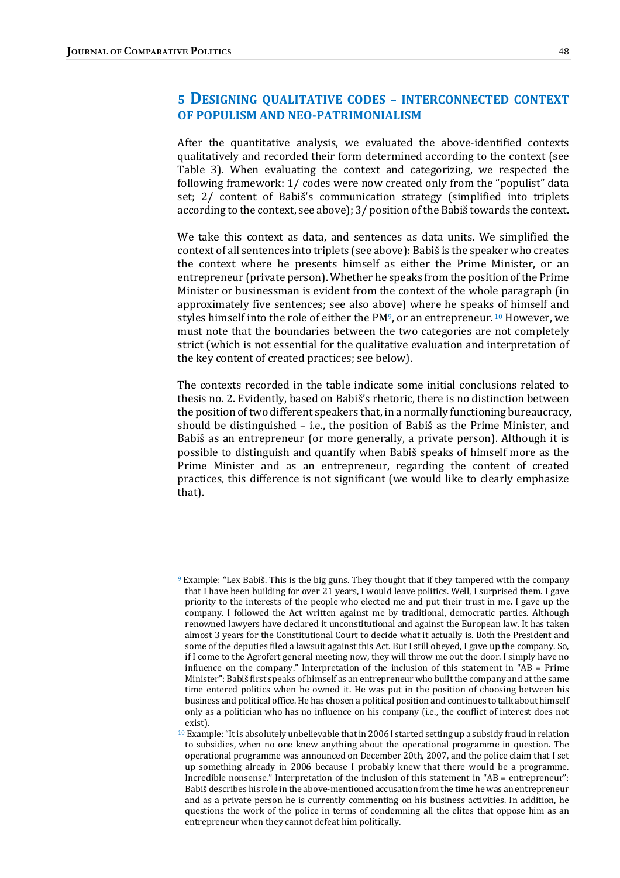## 5 Designing qualitative codes – interconnected context of populism and neo-patrimonialism

After the quantitative analysis, we evaluated the above-identified contexts qualitatively and recorded their form determined according to the context (see Table 3). When evaluating the context and categorizing, we respected the following framework: 1/ codes were now created only from the "populist" data set; 2/ content of Babiš's communication strategy (simplified into triplets according to the context, see above); 3/ position of the Babiš towards the context.

We take this context as data, and sentences as data units. We simplified the context of all sentences into triplets (see above): Babiš is the speaker who creates the context where he presents himself as either the Prime Minister, or an entrepreneur (private person). Whether he speaks from the position of the Prime Minister or businessman is evident from the context of the whole paragraph (in approximately five sentences; see also above) where he speaks of himself and styles himself into the role of either the PM[9], or an entrepreneur.[10] However, we must note that the boundaries between the two categories are not completely strict (which is not essential for the qualitative evaluation and interpretation of the key content of created practices; see below).

The contexts recorded in the table indicate some initial conclusions related to thesis no. 2. Evidently, based on Babiš's rhetoric, there is no distinction between the position of two different speakers that, in a normally functioning bureaucracy, should be distinguished – i.e., the position of Babiš as the Prime Minister, and Babiš as an entrepreneur (or more generally, a private person). Although it is possible to distinguish and quantify when Babiš speaks of himself more as the Prime Minister and as an entrepreneur, regarding the content of created practices, this difference is not significant (we would like to clearly emphasize that).

---

[9] Example: "Lex Babiš. This is the big guns. They thought that if they tampered with the company that I have been building for over 21 years, I would leave politics. Well, I surprised them. I gave priority to the interests of the people who elected me and put their trust in me. I gave up the company. I followed the Act written against me by traditional, democratic parties. Although renowned lawyers have declared it unconstitutional and against the European law. It has taken almost 3 years for the Constitutional Court to decide what it actually is. Both the President and some of the deputies filed a lawsuit against this Act. But I still obeyed, I gave up the company. So, if I come to the Agrofert general meeting now, they will throw me out the door. I simply have no influence on the company." Interpretation of the inclusion of this statement in "AB = Prime Minister": Babiš first speaks of himself as an entrepreneur who built the company and at the same time entered politics when he owned it. He was put in the position of choosing between his business and political office. He has chosen a political position and continues to talk about himself only as a politician who has no influence on his company (i.e., the conflict of interest does not exist).

[10] Example: "It is absolutely unbelievable that in 2006 I started setting up a subsidy fraud in relation to subsidies, when no one knew anything about the operational programme in question. The operational programme was announced on December 20th, 2007, and the police claim that I set up something already in 2006 because I probably knew that there would be a programme. Incredible nonsense." Interpretation of the inclusion of this statement in "AB = entrepreneur": Babiš describes his role in the above-mentioned accusation from the time he was an entrepreneur and as a private person he is currently commenting on his business activities. In addition, he questions the work of the police in terms of condemning all the elites that oppose him as an entrepreneur when they cannot defeat him politically.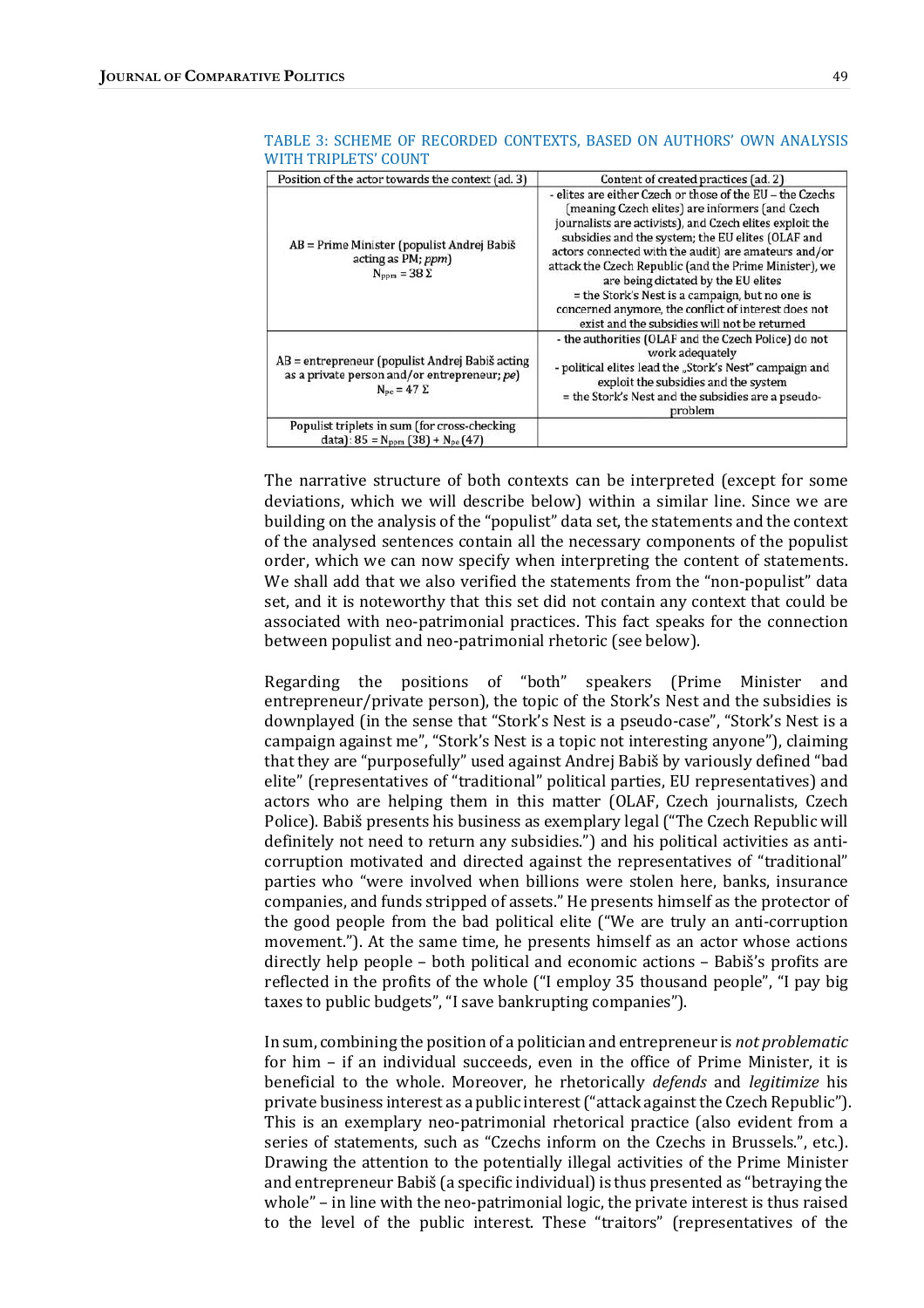TABLE 3: SCHEME OF RECORDED CONTEXTS, BASED ON AUTHORS' OWN ANALYSIS WITH TRIPLETS' COUNT

| Position of the actor towards the context (ad. 3) | Content of created practices (ad. 2) |
|---|---|
| AB = Prime Minister (populist Andrej Babiš acting as PM; *ppm*) $N_{ppm} = 38\ \Sigma$ | - elites are either Czech or those of the EU – the Czechs (meaning Czech elites) are informers (and Czech journalists are activists), and Czech elites exploit the subsidies and the system; the EU elites (OLAF and actors connected with the audit) are amateurs and/or attack the Czech Republic (and the Prime Minister), we are being dictated by the EU elites = the Stork's Nest is a campaign, but no one is concerned anymore, the conflict of interest does not exist and the subsidies will not be returned |
| AB = entrepreneur (populist Andrej Babiš acting as a private person and/or entrepreneur; *pe*) $N_{pe} = 47\ \Sigma$ | - the authorities (OLAF and the Czech Police) do not work adequately - political elites lead the „Stork's Nest" campaign and exploit the subsidies and the system = the Stork's Nest and the subsidies are a pseudo-problem |
| Populist triplets in sum (for cross-checking data): $85 = N_{ppm}\ (38) + N_{pe}\ (47)$ | |

The narrative structure of both contexts can be interpreted (except for some deviations, which we will describe below) within a similar line. Since we are building on the analysis of the "populist" data set, the statements and the context of the analysed sentences contain all the necessary components of the populist order, which we can now specify when interpreting the content of statements. We shall add that we also verified the statements from the "non-populist" data set, and it is noteworthy that this set did not contain any context that could be associated with neo-patrimonial practices. This fact speaks for the connection between populist and neo-patrimonial rhetoric (see below).

Regarding the positions of "both" speakers (Prime Minister and entrepreneur/private person), the topic of the Stork's Nest and the subsidies is downplayed (in the sense that "Stork's Nest is a pseudo-case", "Stork's Nest is a campaign against me", "Stork's Nest is a topic not interesting anyone"), claiming that they are "purposefully" used against Andrej Babiš by variously defined "bad elite" (representatives of "traditional" political parties, EU representatives) and actors who are helping them in this matter (OLAF, Czech journalists, Czech Police). Babiš presents his business as exemplary legal ("The Czech Republic will definitely not need to return any subsidies.") and his political activities as anti-corruption motivated and directed against the representatives of "traditional" parties who "were involved when billions were stolen here, banks, insurance companies, and funds stripped of assets." He presents himself as the protector of the good people from the bad political elite ("We are truly an anti-corruption movement."). At the same time, he presents himself as an actor whose actions directly help people – both political and economic actions – Babiš's profits are reflected in the profits of the whole ("I employ 35 thousand people", "I pay big taxes to public budgets", "I save bankrupting companies").

In sum, combining the position of a politician and entrepreneur is *not problematic* for him – if an individual succeeds, even in the office of Prime Minister, it is beneficial to the whole. Moreover, he rhetorically *defends* and *legitimize* his private business interest as a public interest ("attack against the Czech Republic"). This is an exemplary neo-patrimonial rhetorical practice (also evident from a series of statements, such as "Czechs inform on the Czechs in Brussels.", etc.). Drawing the attention to the potentially illegal activities of the Prime Minister and entrepreneur Babiš (a specific individual) is thus presented as "betraying the whole" – in line with the neo-patrimonial logic, the private interest is thus raised to the level of the public interest. These "traitors" (representatives of the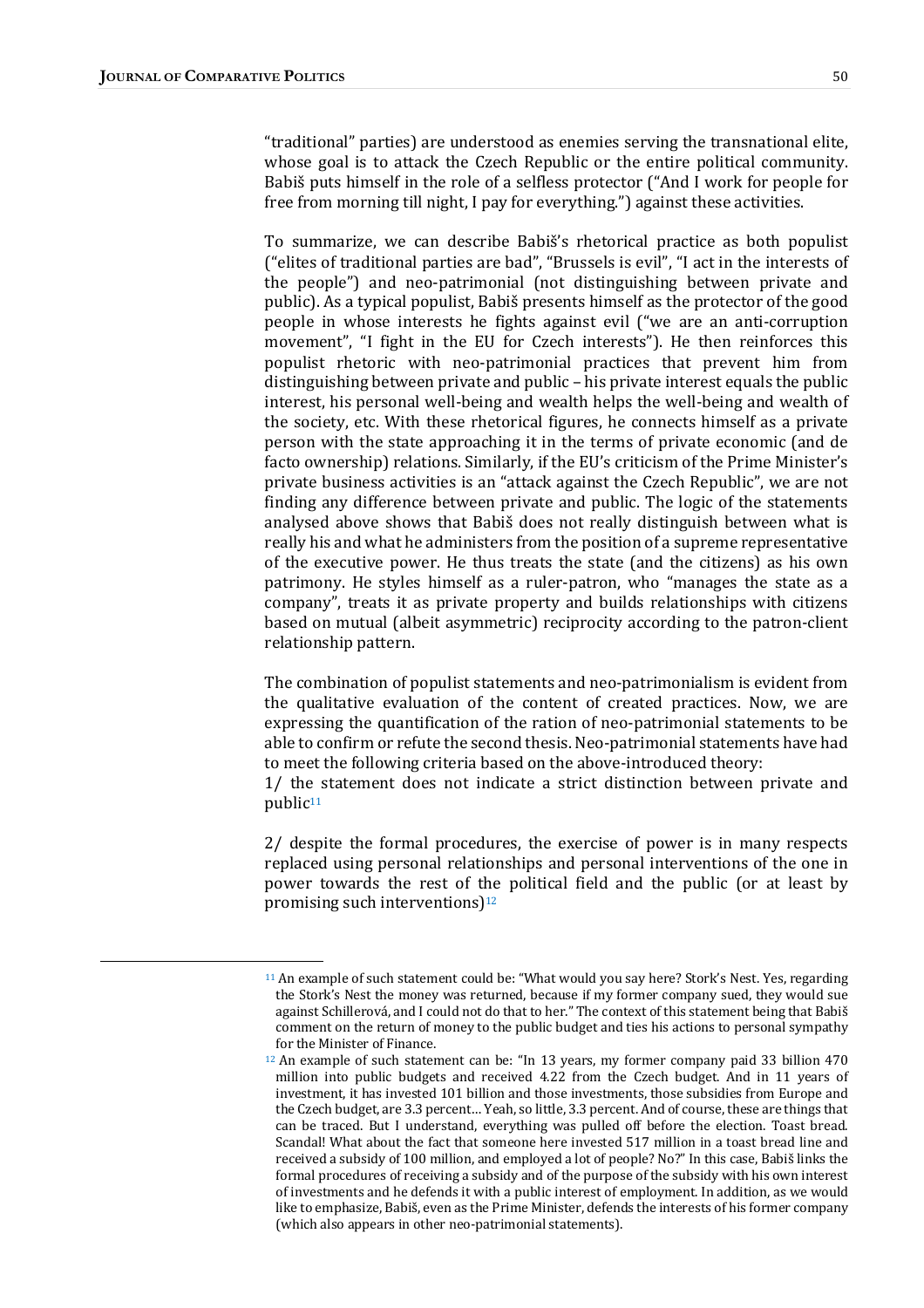"traditional" parties) are understood as enemies serving the transnational elite, whose goal is to attack the Czech Republic or the entire political community. Babiš puts himself in the role of a selfless protector ("And I work for people for free from morning till night, I pay for everything.") against these activities.

To summarize, we can describe Babiš's rhetorical practice as both populist ("elites of traditional parties are bad", "Brussels is evil", "I act in the interests of the people") and neo-patrimonial (not distinguishing between private and public). As a typical populist, Babiš presents himself as the protector of the good people in whose interests he fights against evil ("we are an anti-corruption movement", "I fight in the EU for Czech interests"). He then reinforces this populist rhetoric with neo-patrimonial practices that prevent him from distinguishing between private and public – his private interest equals the public interest, his personal well-being and wealth helps the well-being and wealth of the society, etc. With these rhetorical figures, he connects himself as a private person with the state approaching it in the terms of private economic (and de facto ownership) relations. Similarly, if the EU's criticism of the Prime Minister's private business activities is an "attack against the Czech Republic", we are not finding any difference between private and public. The logic of the statements analysed above shows that Babiš does not really distinguish between what is really his and what he administers from the position of a supreme representative of the executive power. He thus treats the state (and the citizens) as his own patrimony. He styles himself as a ruler-patron, who "manages the state as a company", treats it as private property and builds relationships with citizens based on mutual (albeit asymmetric) reciprocity according to the patron-client relationship pattern.

The combination of populist statements and neo-patrimonialism is evident from the qualitative evaluation of the content of created practices. Now, we are expressing the quantification of the ration of neo-patrimonial statements to be able to confirm or refute the second thesis. Neo-patrimonial statements have had to meet the following criteria based on the above-introduced theory:

1/ the statement does not indicate a strict distinction between private and public[11]

2/ despite the formal procedures, the exercise of power is in many respects replaced using personal relationships and personal interventions of the one in power towards the rest of the political field and the public (or at least by promising such interventions)[12]

---

[11] An example of such statement could be: "What would you say here? Stork's Nest. Yes, regarding the Stork's Nest the money was returned, because if my former company sued, they would sue against Schillerová, and I could not do that to her." The context of this statement being that Babiš comment on the return of money to the public budget and ties his actions to personal sympathy for the Minister of Finance.

[12] An example of such statement can be: "In 13 years, my former company paid 33 billion 470 million into public budgets and received 4.22 from the Czech budget. And in 11 years of investment, it has invested 101 billion and those investments, those subsidies from Europe and the Czech budget, are 3.3 percent… Yeah, so little, 3.3 percent. And of course, these are things that can be traced. But I understand, everything was pulled off before the election. Toast bread. Scandal! What about the fact that someone here invested 517 million in a toast bread line and received a subsidy of 100 million, and employed a lot of people? No?" In this case, Babiš links the formal procedures of receiving a subsidy and of the purpose of the subsidy with his own interest of investments and he defends it with a public interest of employment. In addition, as we would like to emphasize, Babiš, even as the Prime Minister, defends the interests of his former company (which also appears in other neo-patrimonial statements).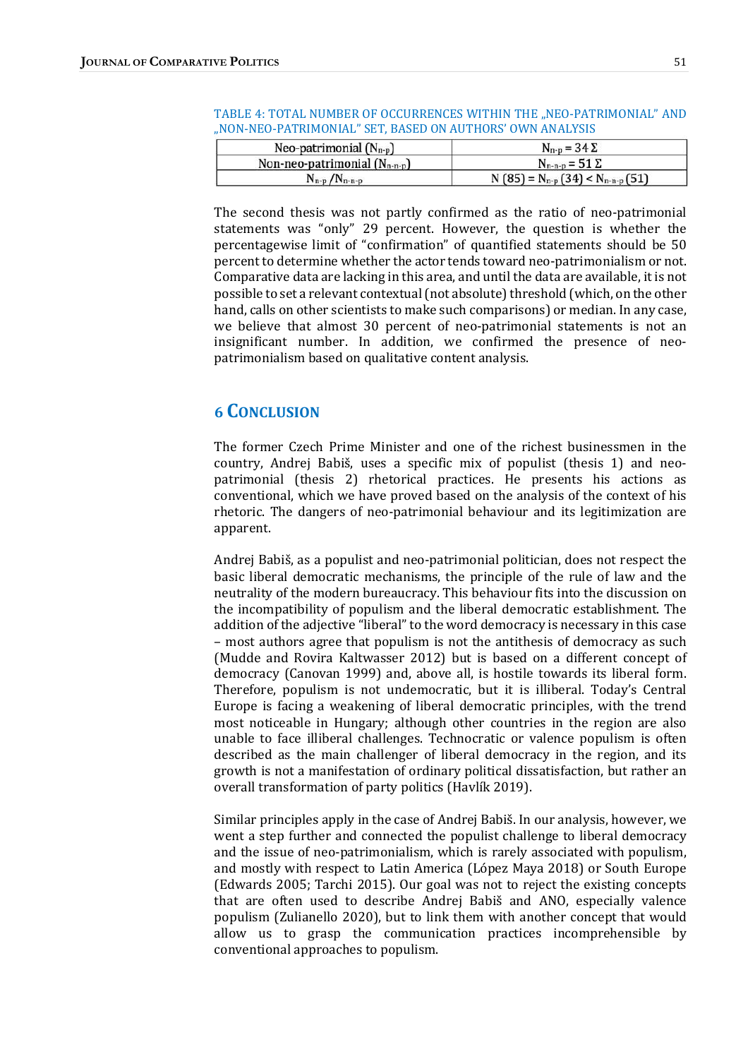TABLE 4: TOTAL NUMBER OF OCCURRENCES WITHIN THE „NEO-PATRIMONIAL" AND „NON-NEO-PATRIMONIAL" SET, BASED ON AUTHORS' OWN ANALYSIS

| Neo-patrimonial ($N_{n-p}$) | $N_{n-p} = 34\ \Sigma$ |
|---|---|
| Non-neo-patrimonial ($N_{n-n-p}$) | $N_{n-n-p} = 51\ \Sigma$ |
| $N_{n-p}$ /$N_{n-n-p}$ | $N\ (85) = N_{n-p}\ (34) < N_{n-n-p}\ (51)$ |

The second thesis was not partly confirmed as the ratio of neo-patrimonial statements was "only" 29 percent. However, the question is whether the percentagewise limit of "confirmation" of quantified statements should be 50 percent to determine whether the actor tends toward neo-patrimonialism or not. Comparative data are lacking in this area, and until the data are available, it is not possible to set a relevant contextual (not absolute) threshold (which, on the other hand, calls on other scientists to make such comparisons) or median. In any case, we believe that almost 30 percent of neo-patrimonial statements is not an insignificant number. In addition, we confirmed the presence of neo-patrimonialism based on qualitative content analysis.

## 6 Conclusion

The former Czech Prime Minister and one of the richest businessmen in the country, Andrej Babiš, uses a specific mix of populist (thesis 1) and neo-patrimonial (thesis 2) rhetorical practices. He presents his actions as conventional, which we have proved based on the analysis of the context of his rhetoric. The dangers of neo-patrimonial behaviour and its legitimization are apparent.

Andrej Babiš, as a populist and neo-patrimonial politician, does not respect the basic liberal democratic mechanisms, the principle of the rule of law and the neutrality of the modern bureaucracy. This behaviour fits into the discussion on the incompatibility of populism and the liberal democratic establishment. The addition of the adjective "liberal" to the word democracy is necessary in this case – most authors agree that populism is not the antithesis of democracy as such (Mudde and Rovira Kaltwasser 2012) but is based on a different concept of democracy (Canovan 1999) and, above all, is hostile towards its liberal form. Therefore, populism is not undemocratic, but it is illiberal. Today's Central Europe is facing a weakening of liberal democratic principles, with the trend most noticeable in Hungary; although other countries in the region are also unable to face illiberal challenges. Technocratic or valence populism is often described as the main challenger of liberal democracy in the region, and its growth is not a manifestation of ordinary political dissatisfaction, but rather an overall transformation of party politics (Havlík 2019).

Similar principles apply in the case of Andrej Babiš. In our analysis, however, we went a step further and connected the populist challenge to liberal democracy and the issue of neo-patrimonialism, which is rarely associated with populism, and mostly with respect to Latin America (López Maya 2018) or South Europe (Edwards 2005; Tarchi 2015). Our goal was not to reject the existing concepts that are often used to describe Andrej Babiš and ANO, especially valence populism (Zulianello 2020), but to link them with another concept that would allow us to grasp the communication practices incomprehensible by conventional approaches to populism.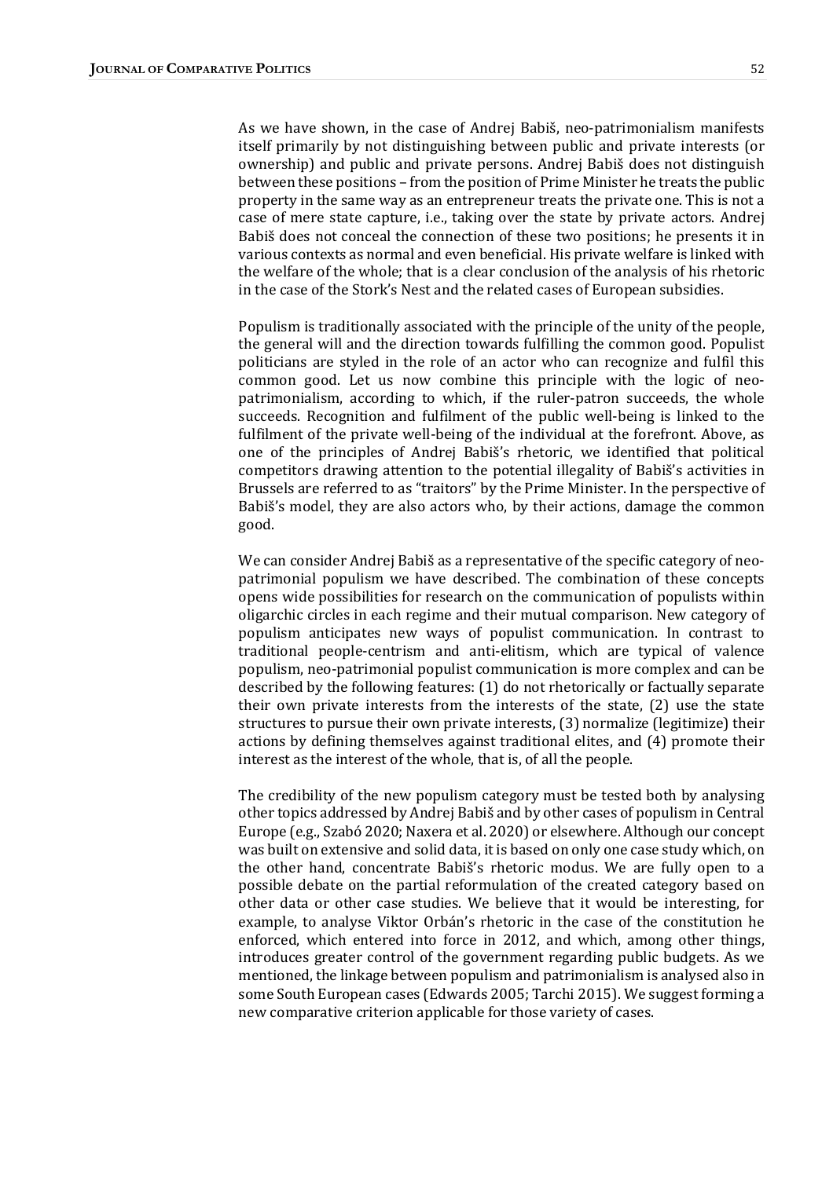As we have shown, in the case of Andrej Babiš, neo-patrimonialism manifests itself primarily by not distinguishing between public and private interests (or ownership) and public and private persons. Andrej Babiš does not distinguish between these positions – from the position of Prime Minister he treats the public property in the same way as an entrepreneur treats the private one. This is not a case of mere state capture, i.e., taking over the state by private actors. Andrej Babiš does not conceal the connection of these two positions; he presents it in various contexts as normal and even beneficial. His private welfare is linked with the welfare of the whole; that is a clear conclusion of the analysis of his rhetoric in the case of the Stork's Nest and the related cases of European subsidies.

Populism is traditionally associated with the principle of the unity of the people, the general will and the direction towards fulfilling the common good. Populist politicians are styled in the role of an actor who can recognize and fulfil this common good. Let us now combine this principle with the logic of neo-patrimonialism, according to which, if the ruler-patron succeeds, the whole succeeds. Recognition and fulfilment of the public well-being is linked to the fulfilment of the private well-being of the individual at the forefront. Above, as one of the principles of Andrej Babiš's rhetoric, we identified that political competitors drawing attention to the potential illegality of Babiš's activities in Brussels are referred to as "traitors" by the Prime Minister. In the perspective of Babiš's model, they are also actors who, by their actions, damage the common good.

We can consider Andrej Babiš as a representative of the specific category of neo-patrimonial populism we have described. The combination of these concepts opens wide possibilities for research on the communication of populists within oligarchic circles in each regime and their mutual comparison. New category of populism anticipates new ways of populist communication. In contrast to traditional people-centrism and anti-elitism, which are typical of valence populism, neo-patrimonial populist communication is more complex and can be described by the following features: (1) do not rhetorically or factually separate their own private interests from the interests of the state, (2) use the state structures to pursue their own private interests, (3) normalize (legitimize) their actions by defining themselves against traditional elites, and (4) promote their interest as the interest of the whole, that is, of all the people.

The credibility of the new populism category must be tested both by analysing other topics addressed by Andrej Babiš and by other cases of populism in Central Europe (e.g., Szabó 2020; Naxera et al. 2020) or elsewhere. Although our concept was built on extensive and solid data, it is based on only one case study which, on the other hand, concentrate Babiš's rhetoric modus. We are fully open to a possible debate on the partial reformulation of the created category based on other data or other case studies. We believe that it would be interesting, for example, to analyse Viktor Orbán's rhetoric in the case of the constitution he enforced, which entered into force in 2012, and which, among other things, introduces greater control of the government regarding public budgets. As we mentioned, the linkage between populism and patrimonialism is analysed also in some South European cases (Edwards 2005; Tarchi 2015). We suggest forming a new comparative criterion applicable for those variety of cases.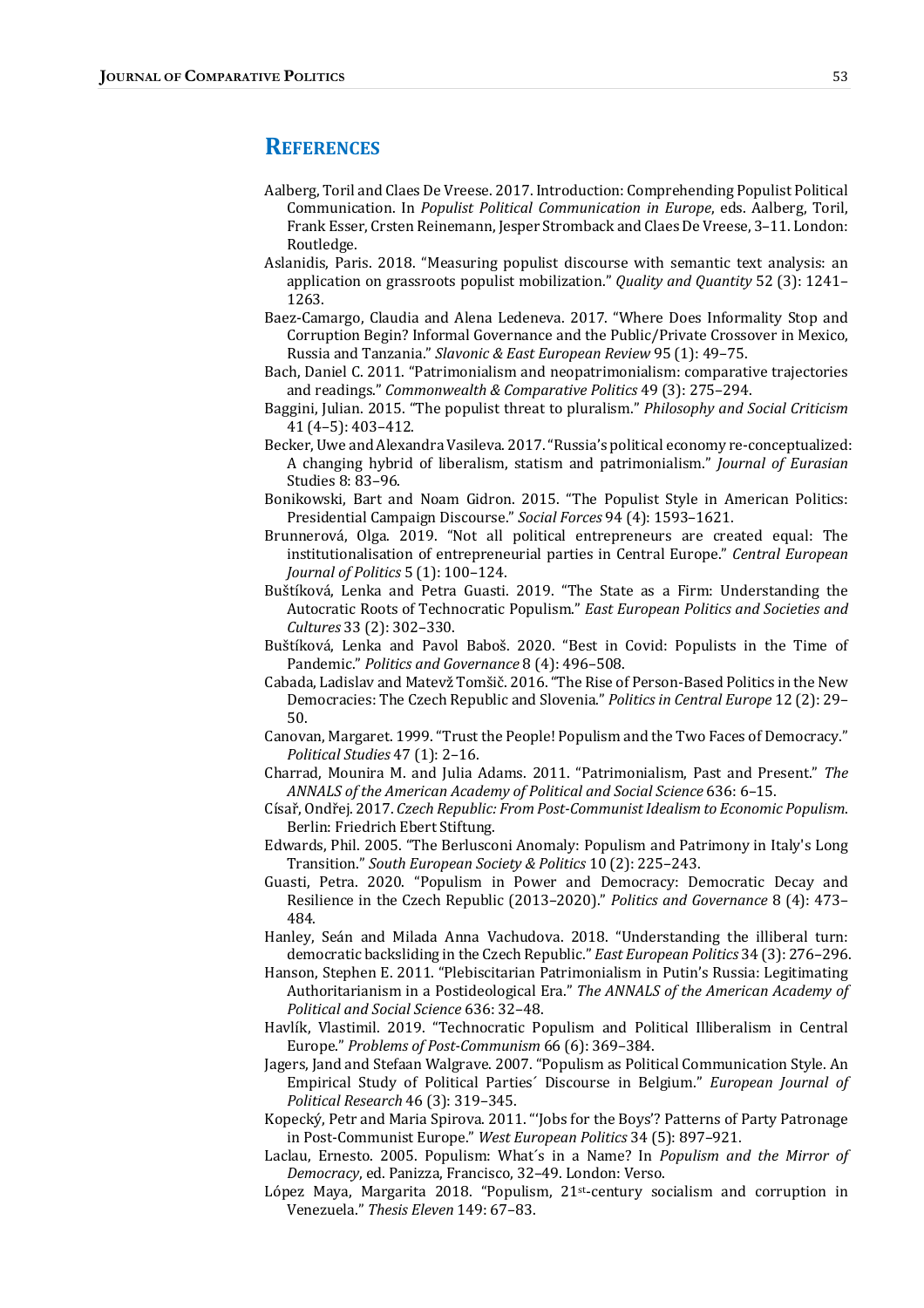## References

Aalberg, Toril and Claes De Vreese. 2017. Introduction: Comprehending Populist Political Communication. In *Populist Political Communication in Europe*, eds. Aalberg, Toril, Frank Esser, Crsten Reinemann, Jesper Stromback and Claes De Vreese, 3–11. London: Routledge.

Aslanidis, Paris. 2018. "Measuring populist discourse with semantic text analysis: an application on grassroots populist mobilization." *Quality and Quantity* 52 (3): 1241–1263.

Baez-Camargo, Claudia and Alena Ledeneva. 2017. "Where Does Informality Stop and Corruption Begin? Informal Governance and the Public/Private Crossover in Mexico, Russia and Tanzania." *Slavonic & East European Review* 95 (1): 49–75.

Bach, Daniel C. 2011. "Patrimonialism and neopatrimonialism: comparative trajectories and readings." *Commonwealth & Comparative Politics* 49 (3): 275–294.

Baggini, Julian. 2015. "The populist threat to pluralism." *Philosophy and Social Criticism* 41 (4–5): 403–412.

Becker, Uwe and Alexandra Vasileva. 2017. "Russia's political economy re-conceptualized: A changing hybrid of liberalism, statism and patrimonialism." *Journal of Eurasian* Studies 8: 83–96.

Bonikowski, Bart and Noam Gidron. 2015. "The Populist Style in American Politics: Presidential Campaign Discourse." *Social Forces* 94 (4): 1593–1621.

Brunnerová, Olga. 2019. "Not all political entrepreneurs are created equal: The institutionalisation of entrepreneurial parties in Central Europe." *Central European Journal of Politics* 5 (1): 100–124.

Buštíková, Lenka and Petra Guasti. 2019. "The State as a Firm: Understanding the Autocratic Roots of Technocratic Populism." *East European Politics and Societies and Cultures* 33 (2): 302–330.

Buštíková, Lenka and Pavol Baboš. 2020. "Best in Covid: Populists in the Time of Pandemic." *Politics and Governance* 8 (4): 496–508.

Cabada, Ladislav and Matevž Tomšič. 2016. "The Rise of Person-Based Politics in the New Democracies: The Czech Republic and Slovenia." *Politics in Central Europe* 12 (2): 29–50.

Canovan, Margaret. 1999. "Trust the People! Populism and the Two Faces of Democracy." *Political Studies* 47 (1): 2–16.

Charrad, Mounira M. and Julia Adams. 2011. "Patrimonialism, Past and Present." *The ANNALS of the American Academy of Political and Social Science* 636: 6–15.

Císař, Ondřej. 2017. *Czech Republic: From Post-Communist Idealism to Economic Populism*. Berlin: Friedrich Ebert Stiftung.

Edwards, Phil. 2005. "The Berlusconi Anomaly: Populism and Patrimony in Italy's Long Transition." *South European Society & Politics* 10 (2): 225–243.

Guasti, Petra. 2020. "Populism in Power and Democracy: Democratic Decay and Resilience in the Czech Republic (2013–2020)." *Politics and Governance* 8 (4): 473–484.

Hanley, Seán and Milada Anna Vachudova. 2018. "Understanding the illiberal turn: democratic backsliding in the Czech Republic." *East European Politics* 34 (3): 276–296.

Hanson, Stephen E. 2011. "Plebiscitarian Patrimonialism in Putin's Russia: Legitimating Authoritarianism in a Postideological Era." *The ANNALS of the American Academy of Political and Social Science* 636: 32–48.

Havlík, Vlastimil. 2019. "Technocratic Populism and Political Illiberalism in Central Europe." *Problems of Post-Communism* 66 (6): 369–384.

Jagers, Jand and Stefaan Walgrave. 2007. "Populism as Political Communication Style. An Empirical Study of Political Parties´ Discourse in Belgium." *European Journal of Political Research* 46 (3): 319–345.

Kopecký, Petr and Maria Spirova. 2011. "'Jobs for the Boys'? Patterns of Party Patronage in Post-Communist Europe." *West European Politics* 34 (5): 897–921.

Laclau, Ernesto. 2005. Populism: What´s in a Name? In *Populism and the Mirror of Democracy*, ed. Panizza, Francisco, 32–49. London: Verso.

López Maya, Margarita 2018. "Populism, 21st-century socialism and corruption in Venezuela." *Thesis Eleven* 149: 67–83.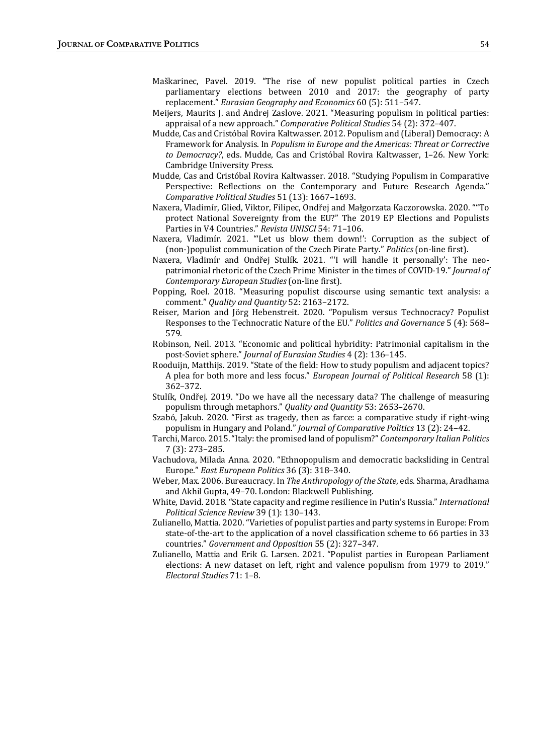Maškarinec, Pavel. 2019. "The rise of new populist political parties in Czech parliamentary elections between 2010 and 2017: the geography of party replacement." *Eurasian Geography and Economics* 60 (5): 511–547.

Meijers, Maurits J. and Andrej Zaslove. 2021. "Measuring populism in political parties: appraisal of a new approach." *Comparative Political Studies* 54 (2): 372–407.

Mudde, Cas and Cristóbal Rovira Kaltwasser. 2012. Populism and (Liberal) Democracy: A Framework for Analysis. In *Populism in Europe and the Americas: Threat or Corrective to Democracy?*, eds. Mudde, Cas and Cristóbal Rovira Kaltwasser, 1–26. New York: Cambridge University Press.

Mudde, Cas and Cristóbal Rovira Kaltwasser. 2018. "Studying Populism in Comparative Perspective: Reflections on the Contemporary and Future Research Agenda." *Comparative Political Studies* 51 (13): 1667–1693.

Naxera, Vladimír, Glied, Viktor, Filipec, Ondřej and Małgorzata Kaczorowska. 2020. ""To protect National Sovereignty from the EU?" The 2019 EP Elections and Populists Parties in V4 Countries." *Revista UNISCI* 54: 71–106.

Naxera, Vladimír. 2021. "'Let us blow them down!': Corruption as the subject of (non-)populist communication of the Czech Pirate Party." *Politics* (on-line first).

Naxera, Vladimír and Ondřej Stulík. 2021. "'I will handle it personally': The neo-patrimonial rhetoric of the Czech Prime Minister in the times of COVID-19." *Journal of Contemporary European Studies* (on-line first).

Popping, Roel. 2018. "Measuring populist discourse using semantic text analysis: a comment." *Quality and Quantity* 52: 2163–2172.

Reiser, Marion and Jörg Hebenstreit. 2020. "Populism versus Technocracy? Populist Responses to the Technocratic Nature of the EU." *Politics and Governance* 5 (4): 568–579.

Robinson, Neil. 2013. "Economic and political hybridity: Patrimonial capitalism in the post-Soviet sphere." *Journal of Eurasian Studies* 4 (2): 136–145.

Rooduijn, Matthijs. 2019. "State of the field: How to study populism and adjacent topics? A plea for both more and less focus." *European Journal of Political Research* 58 (1): 362–372.

Stulík, Ondřej. 2019. "Do we have all the necessary data? The challenge of measuring populism through metaphors." *Quality and Quantity* 53: 2653–2670.

Szabó, Jakub. 2020. "First as tragedy, then as farce: a comparative study if right-wing populism in Hungary and Poland." *Journal of Comparative Politics* 13 (2): 24–42.

Tarchi, Marco. 2015. "Italy: the promised land of populism?" *Contemporary Italian Politics* 7 (3): 273–285.

Vachudova, Milada Anna. 2020. "Ethnopopulism and democratic backsliding in Central Europe." *East European Politics* 36 (3): 318–340.

Weber, Max. 2006. Bureaucracy. In *The Anthropology of the State*, eds. Sharma, Aradhama and Akhil Gupta, 49–70. London: Blackwell Publishing.

White, David. 2018. "State capacity and regime resilience in Putin's Russia." *International Political Science Review* 39 (1): 130–143.

Zulianello, Mattia. 2020. "Varieties of populist parties and party systems in Europe: From state-of-the-art to the application of a novel classification scheme to 66 parties in 33 countries." *Government and Opposition* 55 (2): 327–347.

Zulianello, Mattia and Erik G. Larsen. 2021. "Populist parties in European Parliament elections: A new dataset on left, right and valence populism from 1979 to 2019." *Electoral Studies* 71: 1–8.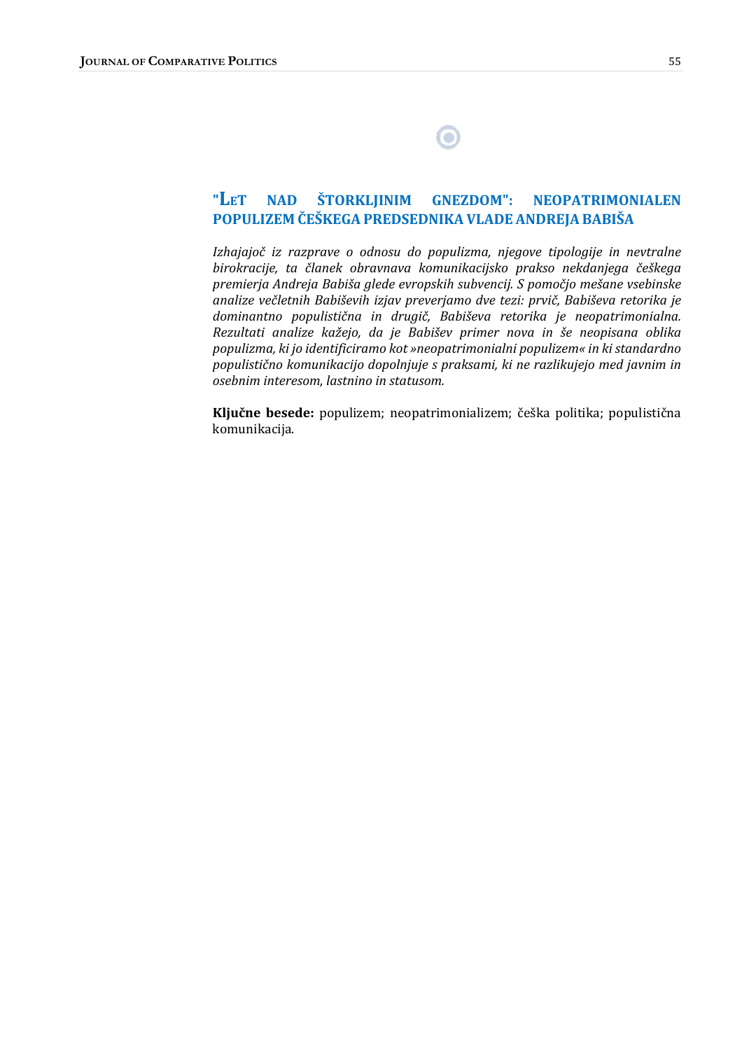## "LET NAD ŠTORKLJINIM GNEZDOM": NEOPATRIMONIALEN POPULIZEM ČEŠKEGA PREDSEDNIKA VLADE ANDREJA BABIŠA

*Izhajajoč iz razprave o odnosu do populizma, njegove tipologije in nevtralne birokracije, ta članek obravnava komunikacijsko prakso nekdanjega češkega premierja Andreja Babiša glede evropskih subvencij. S pomočjo mešane vsebinske analize večletnih Babiševih izjav preverjamo dve tezi: prvič, Babiševa retorika je dominantno populistična in drugič, Babiševa retorika je neopatrimonialna. Rezultati analize kažejo, da je Babišev primer nova in še neopisana oblika populizma, ki jo identificiramo kot »neopatrimonialni populizem« in ki standardno populistično komunikacijo dopolnjuje s praksami, ki ne razlikujejo med javnim in osebnim interesom, lastnino in statusom.*

**Ključne besede:** populizem; neopatrimonializem; češka politika; populistična komunikacija.